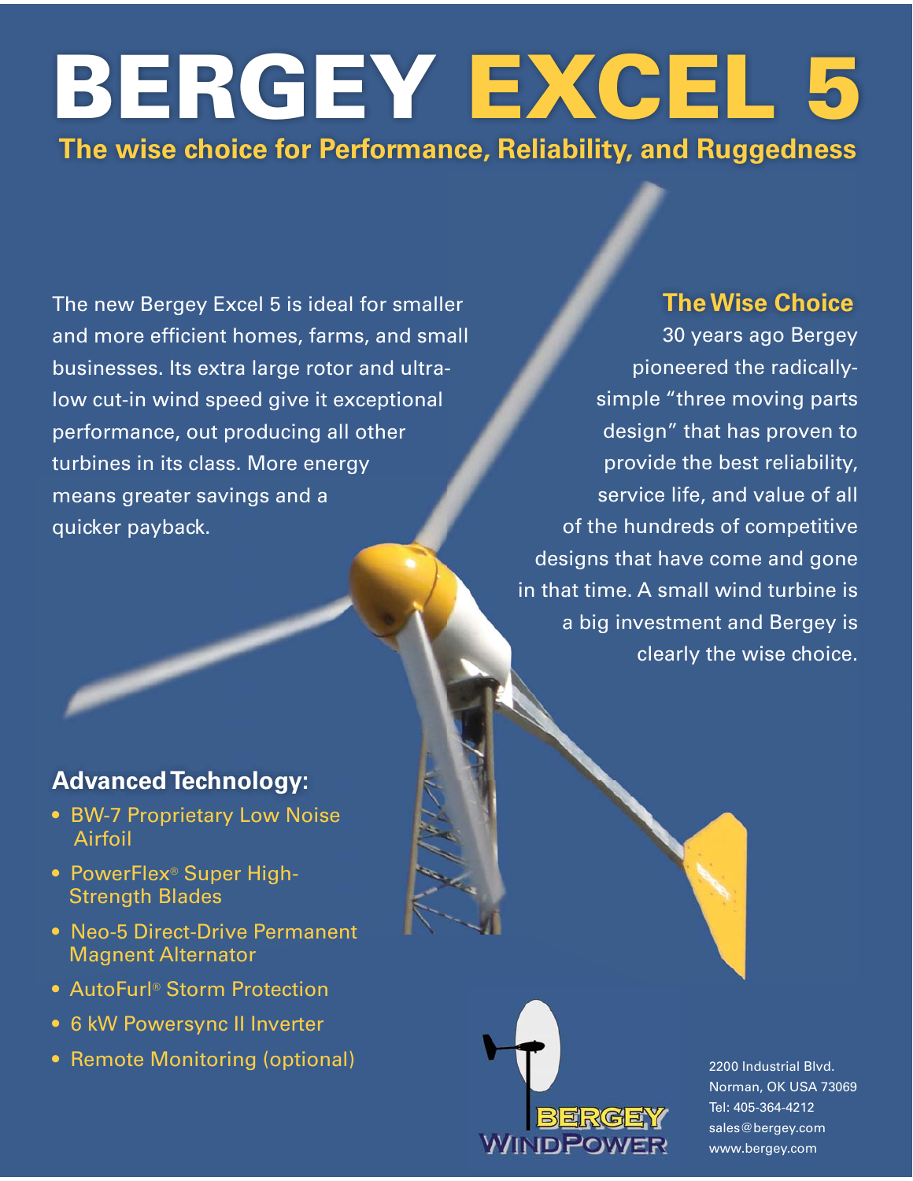# BERGEY EXCEL 5

**The wise choice for Performance, Reliability, and Ruggedness**

The new Bergey Excel 5 is ideal for smaller and more efficient homes, farms, and small businesses. Its extra large rotor and ultra-low cut-in wind speed give it exceptional performance, out producing all other turbines in its class. More energy means greater savings and a quicker payback.

## The Wise Choice

30 years ago Bergey pioneered the radically-simple "three moving parts design" that has proven to provide the best reliability, service life, and value of all of the hundreds of competitive designs that have come and gone in that time. A small wind turbine is a big investment and Bergey is clearly the wise choice.

## Advanced Technology:

- BW-7 Proprietary Low Noise Airfoil
- PowerFlex® Super High-Strength Blades
- Neo-5 Direct-Drive Permanent Magnent Alternator
- AutoFurl® Storm Protection
- 6 kW Powersync II Inverter
- Remote Monitoring (optional)

BERGEY WINDPOWER

2200 Industrial Blvd.
Norman, OK USA 73069
Tel: 405-364-4212
sales@bergey.com
www.bergey.com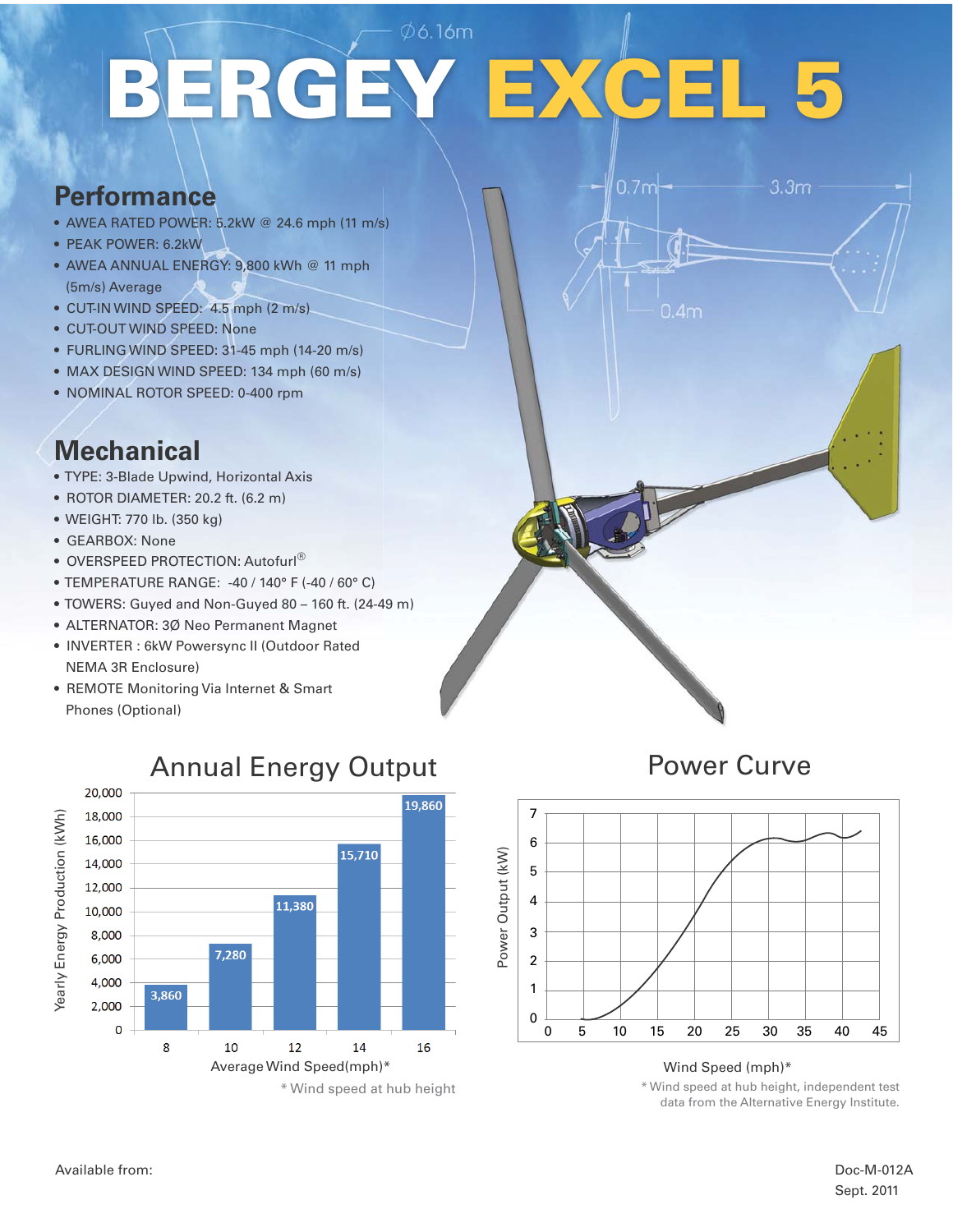# BERGEY EXCEL 5

Ø6.16m

0.7m

3.3m

0.4m

## Performance

- AWEA RATED POWER: 5.2kW @ 24.6 mph (11 m/s)
- PEAK POWER: 6.2kW
- AWEA ANNUAL ENERGY: 9,800 kWh @ 11 mph (5m/s) Average
- CUT-IN WIND SPEED: 4.5 mph (2 m/s)
- CUT-OUT WIND SPEED: None
- FURLING WIND SPEED: 31-45 mph (14-20 m/s)
- MAX DESIGN WIND SPEED: 134 mph (60 m/s)
- NOMINAL ROTOR SPEED: 0-400 rpm

## Mechanical

- TYPE: 3-Blade Upwind, Horizontal Axis
- ROTOR DIAMETER: 20.2 ft. (6.2 m)
- WEIGHT: 770 lb. (350 kg)
- GEARBOX: None
- OVERSPEED PROTECTION: Autofurl®
- TEMPERATURE RANGE: -40 / 140° F (-40 / 60° C)
- TOWERS: Guyed and Non-Guyed 80 – 160 ft. (24-49 m)
- ALTERNATOR: 3Ø Neo Permanent Magnet
- INVERTER : 6kW Powersync II (Outdoor Rated NEMA 3R Enclosure)
- REMOTE Monitoring Via Internet & Smart Phones (Optional)

## Annual Energy Output

Yearly Energy Production (kWh)

0
2,000
4,000
6,000
8,000
10,000
12,000
14,000
16,000
18,000
20,000

3,860
7,280
11,380
15,710
19,860

8
10
12
14
16

Average Wind Speed(mph)*

* Wind speed at hub height

## Power Curve

Power Output (kW)

0
1
2
3
4
5
6
7

0
5
10
15
20
25
30
35
40
45

Wind Speed (mph)*

* Wind speed at hub height, independent test data from the Alternative Energy Institute.

Available from:

Doc-M-012A
Sept. 2011